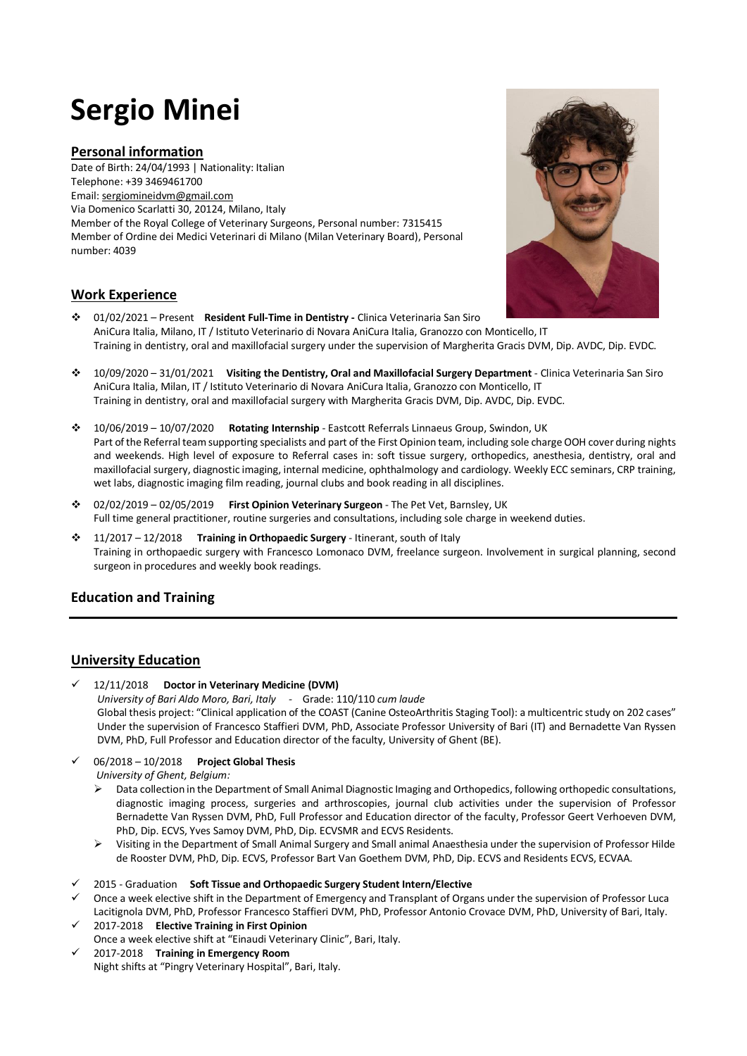# Sergio Minei

## Personal information

Date of Birth: 24/04/1993 | Nationality: Italian
Telephone: +39 3469461700
Email: sergiomineidvm@gmail.com
Via Domenico Scarlatti 30, 20124, Milano, Italy
Member of the Royal College of Veterinary Surgeons, Personal number: 7315415
Member of Ordine dei Medici Veterinari di Milano (Milan Veterinary Board), Personal number: 4039

## Work Experience

- 01/02/2021 – Present **Resident Full-Time in Dentistry -** Clinica Veterinaria San Siro AniCura Italia, Milano, IT / Istituto Veterinario di Novara AniCura Italia, Granozzo con Monticello, IT
  Training in dentistry, oral and maxillofacial surgery under the supervision of Margherita Gracis DVM, Dip. AVDC, Dip. EVDC.
- 10/09/2020 – 31/01/2021 **Visiting the Dentistry, Oral and Maxillofacial Surgery Department** - Clinica Veterinaria San Siro AniCura Italia, Milan, IT / Istituto Veterinario di Novara AniCura Italia, Granozzo con Monticello, IT
  Training in dentistry, oral and maxillofacial surgery with Margherita Gracis DVM, Dip. AVDC, Dip. EVDC.
- 10/06/2019 – 10/07/2020 **Rotating Internship** - Eastcott Referrals Linnaeus Group, Swindon, UK
  Part of the Referral team supporting specialists and part of the First Opinion team, including sole charge OOH cover during nights and weekends. High level of exposure to Referral cases in: soft tissue surgery, orthopedics, anesthesia, dentistry, oral and maxillofacial surgery, diagnostic imaging, internal medicine, ophthalmology and cardiology. Weekly ECC seminars, CRP training, wet labs, diagnostic imaging film reading, journal clubs and book reading in all disciplines.
- 02/02/2019 – 02/05/2019 **First Opinion Veterinary Surgeon** - The Pet Vet, Barnsley, UK
  Full time general practitioner, routine surgeries and consultations, including sole charge in weekend duties.
- 11/2017 – 12/2018 **Training in Orthopaedic Surgery** - Itinerant, south of Italy
  Training in orthopaedic surgery with Francesco Lomonaco DVM, freelance surgeon. Involvement in surgical planning, second surgeon in procedures and weekly book readings.

## Education and Training

## University Education

- 12/11/2018 **Doctor in Veterinary Medicine (DVM)**
  *University of Bari Aldo Moro, Bari, Italy* - Grade: 110/110 *cum laude*
  Global thesis project: "Clinical application of the COAST (Canine OsteoArthritis Staging Tool): a multicentric study on 202 cases" Under the supervision of Francesco Staffieri DVM, PhD, Associate Professor University of Bari (IT) and Bernadette Van Ryssen DVM, PhD, Full Professor and Education director of the faculty, University of Ghent (BE).
- 06/2018 – 10/2018 **Project Global Thesis**
  *University of Ghent, Belgium:*
  - Data collection in the Department of Small Animal Diagnostic Imaging and Orthopedics, following orthopedic consultations, diagnostic imaging process, surgeries and arthroscopies, journal club activities under the supervision of Professor Bernadette Van Ryssen DVM, PhD, Full Professor and Education director of the faculty, Professor Geert Verhoeven DVM, PhD, Dip. ECVS, Yves Samoy DVM, PhD, Dip. ECVSMR and ECVS Residents.
  - Visiting in the Department of Small Animal Surgery and Small animal Anaesthesia under the supervision of Professor Hilde de Rooster DVM, PhD, Dip. ECVS, Professor Bart Van Goethem DVM, PhD, Dip. ECVS and Residents ECVS, ECVAA.
- 2015 - Graduation **Soft Tissue and Orthopaedic Surgery Student Intern/Elective**
- Once a week elective shift in the Department of Emergency and Transplant of Organs under the supervision of Professor Luca Lacitignola DVM, PhD, Professor Francesco Staffieri DVM, PhD, Professor Antonio Crovace DVM, PhD, University of Bari, Italy.
- 2017-2018 **Elective Training in First Opinion**
  Once a week elective shift at "Einaudi Veterinary Clinic", Bari, Italy.
- 2017-2018 **Training in Emergency Room**
  Night shifts at "Pingry Veterinary Hospital", Bari, Italy.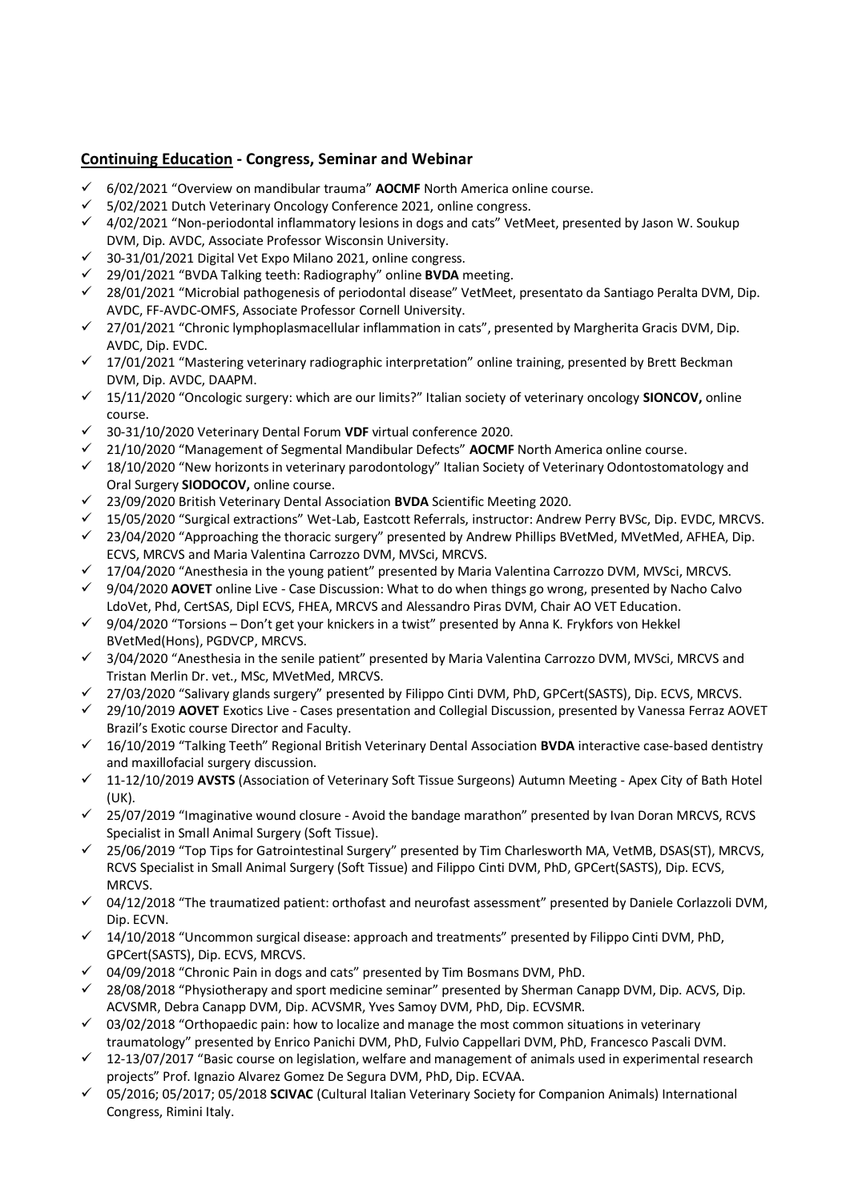## <u>Continuing Education</u> - Congress, Seminar and Webinar

- ✓ 6/02/2021 "Overview on mandibular trauma" **AOCMF** North America online course.
- ✓ 5/02/2021 Dutch Veterinary Oncology Conference 2021, online congress.
- ✓ 4/02/2021 "Non-periodontal inflammatory lesions in dogs and cats" VetMeet, presented by Jason W. Soukup DVM, Dip. AVDC, Associate Professor Wisconsin University.
- ✓ 30-31/01/2021 Digital Vet Expo Milano 2021, online congress.
- ✓ 29/01/2021 "BVDA Talking teeth: Radiography" online **BVDA** meeting.
- ✓ 28/01/2021 "Microbial pathogenesis of periodontal disease" VetMeet, presentato da Santiago Peralta DVM, Dip. AVDC, FF-AVDC-OMFS, Associate Professor Cornell University.
- ✓ 27/01/2021 "Chronic lymphoplasmacellular inflammation in cats", presented by Margherita Gracis DVM, Dip. AVDC, Dip. EVDC.
- ✓ 17/01/2021 "Mastering veterinary radiographic interpretation" online training, presented by Brett Beckman DVM, Dip. AVDC, DAAPM.
- ✓ 15/11/2020 "Oncologic surgery: which are our limits?" Italian society of veterinary oncology **SIONCOV,** online course.
- ✓ 30-31/10/2020 Veterinary Dental Forum **VDF** virtual conference 2020.
- ✓ 21/10/2020 "Management of Segmental Mandibular Defects" **AOCMF** North America online course.
- ✓ 18/10/2020 "New horizonts in veterinary parodontology" Italian Society of Veterinary Odontostomatology and Oral Surgery **SIODOCOV,** online course.
- ✓ 23/09/2020 British Veterinary Dental Association **BVDA** Scientific Meeting 2020.
- ✓ 15/05/2020 "Surgical extractions" Wet-Lab, Eastcott Referrals, instructor: Andrew Perry BVSc, Dip. EVDC, MRCVS.
- ✓ 23/04/2020 "Approaching the thoracic surgery" presented by Andrew Phillips BVetMed, MVetMed, AFHEA, Dip. ECVS, MRCVS and Maria Valentina Carrozzo DVM, MVSci, MRCVS.
- ✓ 17/04/2020 "Anesthesia in the young patient" presented by Maria Valentina Carrozzo DVM, MVSci, MRCVS.
- ✓ 9/04/2020 **AOVET** online Live - Case Discussion: What to do when things go wrong, presented by Nacho Calvo LdoVet, Phd, CertSAS, Dipl ECVS, FHEA, MRCVS and Alessandro Piras DVM, Chair AO VET Education.
- ✓ 9/04/2020 "Torsions – Don't get your knickers in a twist" presented by Anna K. Frykfors von Hekkel BVetMed(Hons), PGDVCP, MRCVS.
- ✓ 3/04/2020 "Anesthesia in the senile patient" presented by Maria Valentina Carrozzo DVM, MVSci, MRCVS and Tristan Merlin Dr. vet., MSc, MVetMed, MRCVS.
- ✓ 27/03/2020 "Salivary glands surgery" presented by Filippo Cinti DVM, PhD, GPCert(SASTS), Dip. ECVS, MRCVS.
- ✓ 29/10/2019 **AOVET** Exotics Live - Cases presentation and Collegial Discussion, presented by Vanessa Ferraz AOVET Brazil's Exotic course Director and Faculty.
- ✓ 16/10/2019 "Talking Teeth" Regional British Veterinary Dental Association **BVDA** interactive case-based dentistry and maxillofacial surgery discussion.
- ✓ 11-12/10/2019 **AVSTS** (Association of Veterinary Soft Tissue Surgeons) Autumn Meeting - Apex City of Bath Hotel (UK).
- ✓ 25/07/2019 "Imaginative wound closure - Avoid the bandage marathon" presented by Ivan Doran MRCVS, RCVS Specialist in Small Animal Surgery (Soft Tissue).
- ✓ 25/06/2019 "Top Tips for Gatrointestinal Surgery" presented by Tim Charlesworth MA, VetMB, DSAS(ST), MRCVS, RCVS Specialist in Small Animal Surgery (Soft Tissue) and Filippo Cinti DVM, PhD, GPCert(SASTS), Dip. ECVS, MRCVS.
- ✓ 04/12/2018 "The traumatized patient: orthofast and neurofast assessment" presented by Daniele Corlazzoli DVM, Dip. ECVN.
- ✓ 14/10/2018 "Uncommon surgical disease: approach and treatments" presented by Filippo Cinti DVM, PhD, GPCert(SASTS), Dip. ECVS, MRCVS.
- ✓ 04/09/2018 "Chronic Pain in dogs and cats" presented by Tim Bosmans DVM, PhD.
- ✓ 28/08/2018 "Physiotherapy and sport medicine seminar" presented by Sherman Canapp DVM, Dip. ACVS, Dip. ACVSMR, Debra Canapp DVM, Dip. ACVSMR, Yves Samoy DVM, PhD, Dip. ECVSMR.
- ✓ 03/02/2018 "Orthopaedic pain: how to localize and manage the most common situations in veterinary traumatology" presented by Enrico Panichi DVM, PhD, Fulvio Cappellari DVM, PhD, Francesco Pascali DVM.
- ✓ 12-13/07/2017 "Basic course on legislation, welfare and management of animals used in experimental research projects" Prof. Ignazio Alvarez Gomez De Segura DVM, PhD, Dip. ECVAA.
- ✓ 05/2016; 05/2017; 05/2018 **SCIVAC** (Cultural Italian Veterinary Society for Companion Animals) International Congress, Rimini Italy.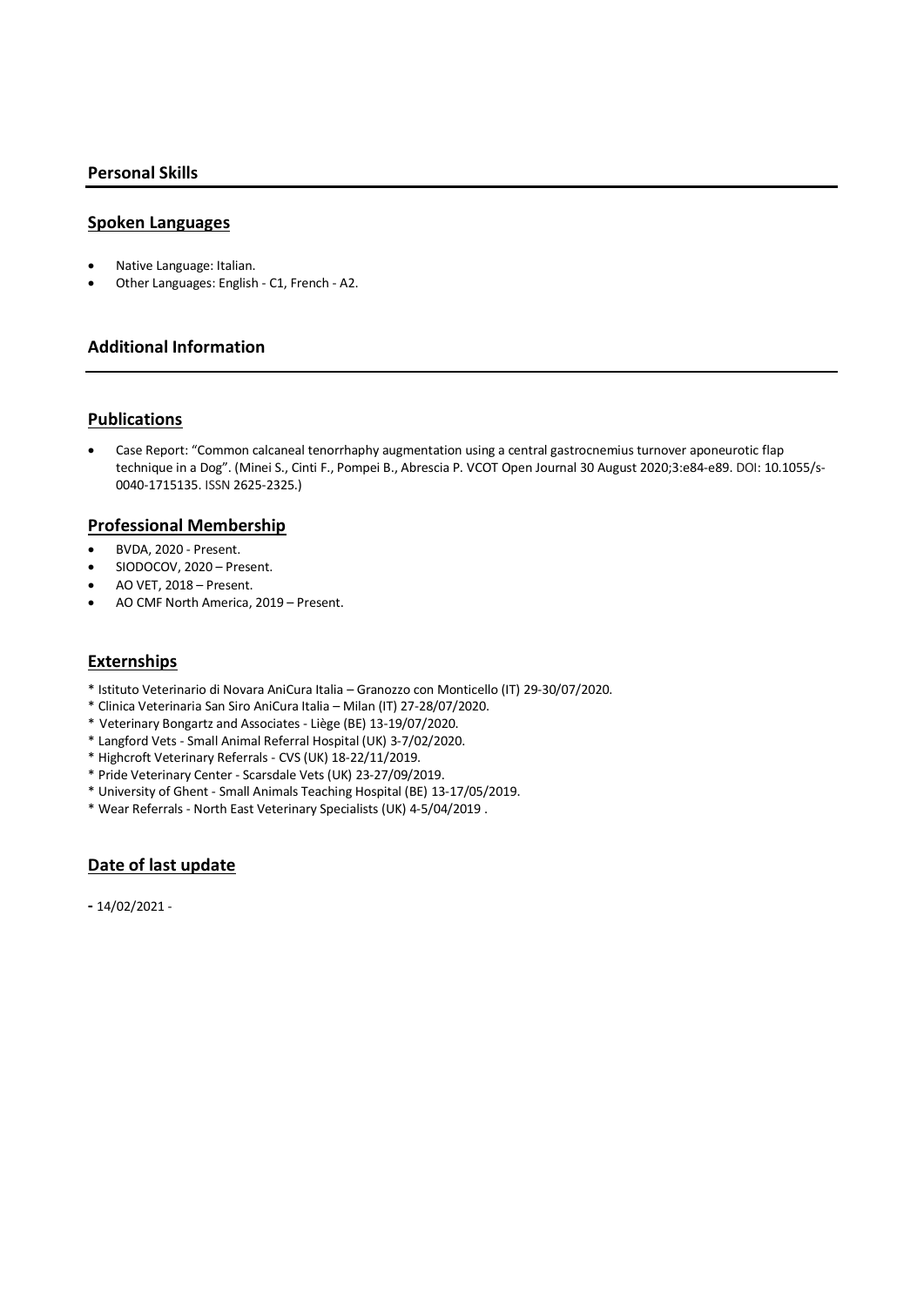## Personal Skills

### Spoken Languages

- Native Language: Italian.
- Other Languages: English - C1, French - A2.

## Additional Information

### Publications

- Case Report: "Common calcaneal tenorrhaphy augmentation using a central gastrocnemius turnover aponeurotic flap technique in a Dog". (Minei S., Cinti F., Pompei B., Abrescia P. VCOT Open Journal 30 August 2020;3:e84-e89. DOI: 10.1055/s-0040-1715135. ISSN 2625-2325.)

### Professional Membership

- BVDA, 2020 - Present.
- SIODOCOV, 2020 – Present.
- AO VET, 2018 – Present.
- AO CMF North America, 2019 – Present.

### Externships

* Istituto Veterinario di Novara AniCura Italia – Granozzo con Monticello (IT) 29-30/07/2020.
* Clinica Veterinaria San Siro AniCura Italia – Milan (IT) 27-28/07/2020.
* Veterinary Bongartz and Associates - Liège (BE) 13-19/07/2020.
* Langford Vets - Small Animal Referral Hospital (UK) 3-7/02/2020.
* Highcroft Veterinary Referrals - CVS (UK) 18-22/11/2019.
* Pride Veterinary Center - Scarsdale Vets (UK) 23-27/09/2019.
* University of Ghent - Small Animals Teaching Hospital (BE) 13-17/05/2019.
* Wear Referrals - North East Veterinary Specialists (UK) 4-5/04/2019 .

### Date of last update

- 14/02/2021 -